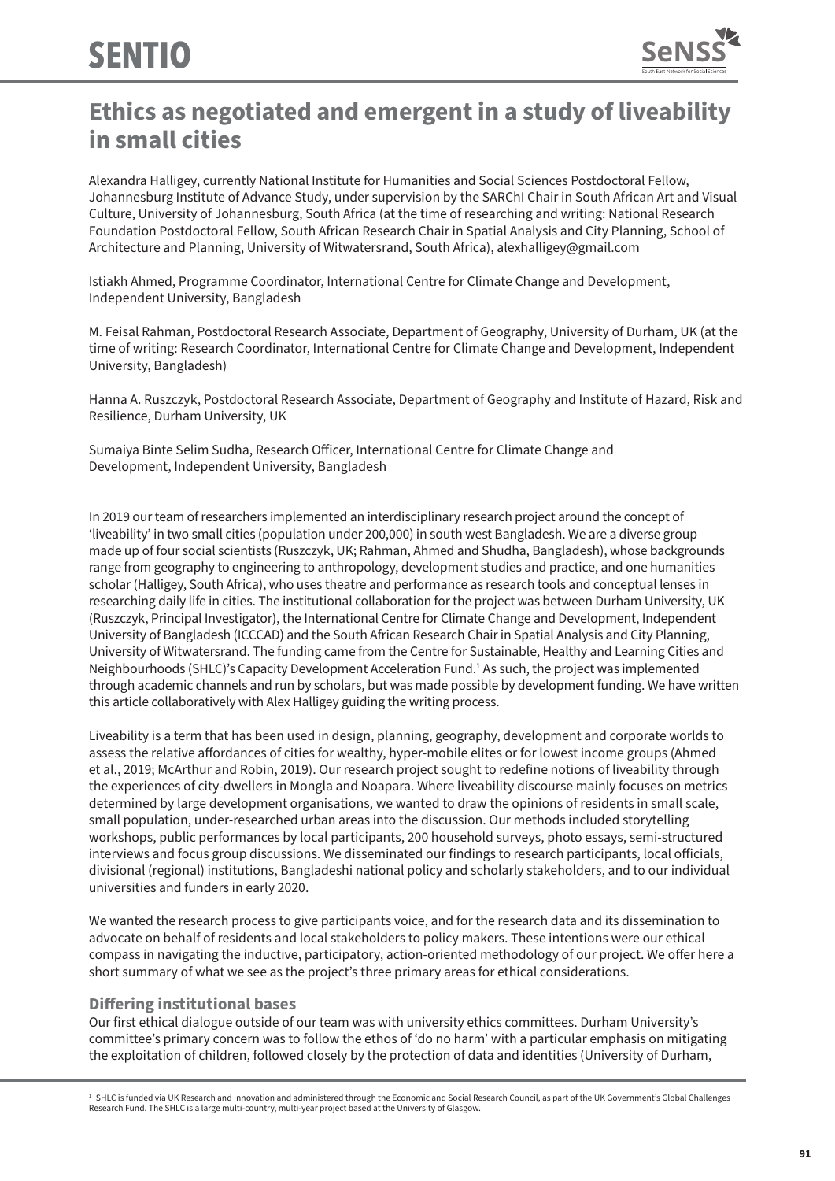# Ethics as negotiated and emergent in a study of liveability in small cities

Alexandra Halligey, currently National Institute for Humanities and Social Sciences Postdoctoral Fellow, Johannesburg Institute of Advance Study, under supervision by the SARChI Chair in South African Art and Visual Culture, University of Johannesburg, South Africa (at the time of researching and writing: National Research Foundation Postdoctoral Fellow, South African Research Chair in Spatial Analysis and City Planning, School of Architecture and Planning, University of Witwatersrand, South Africa), alexhalligey@gmail.com

Istiakh Ahmed, Programme Coordinator, International Centre for Climate Change and Development, Independent University, Bangladesh

M. Feisal Rahman, Postdoctoral Research Associate, Department of Geography, University of Durham, UK (at the time of writing: Research Coordinator, International Centre for Climate Change and Development, Independent University, Bangladesh)

Hanna A. Ruszczyk, Postdoctoral Research Associate, Department of Geography and Institute of Hazard, Risk and Resilience, Durham University, UK

Sumaiya Binte Selim Sudha, Research Officer, International Centre for Climate Change and Development, Independent University, Bangladesh

In 2019 our team of researchers implemented an interdisciplinary research project around the concept of 'liveability' in two small cities (population under 200,000) in south west Bangladesh. We are a diverse group made up of four social scientists (Ruszczyk, UK; Rahman, Ahmed and Shudha, Bangladesh), whose backgrounds range from geography to engineering to anthropology, development studies and practice, and one humanities scholar (Halligey, South Africa), who uses theatre and performance as research tools and conceptual lenses in researching daily life in cities. The institutional collaboration for the project was between Durham University, UK (Ruszczyk, Principal Investigator), the International Centre for Climate Change and Development, Independent University of Bangladesh (ICCCAD) and the South African Research Chair in Spatial Analysis and City Planning, University of Witwatersrand. The funding came from the Centre for Sustainable, Healthy and Learning Cities and Neighbourhoods (SHLC)'s Capacity Development Acceleration Fund.[1] As such, the project was implemented through academic channels and run by scholars, but was made possible by development funding. We have written this article collaboratively with Alex Halligey guiding the writing process.

Liveability is a term that has been used in design, planning, geography, development and corporate worlds to assess the relative affordances of cities for wealthy, hyper-mobile elites or for lowest income groups (Ahmed et al., 2019; McArthur and Robin, 2019). Our research project sought to redefine notions of liveability through the experiences of city-dwellers in Mongla and Noapara. Where liveability discourse mainly focuses on metrics determined by large development organisations, we wanted to draw the opinions of residents in small scale, small population, under-researched urban areas into the discussion. Our methods included storytelling workshops, public performances by local participants, 200 household surveys, photo essays, semi-structured interviews and focus group discussions. We disseminated our findings to research participants, local officials, divisional (regional) institutions, Bangladeshi national policy and scholarly stakeholders, and to our individual universities and funders in early 2020.

We wanted the research process to give participants voice, and for the research data and its dissemination to advocate on behalf of residents and local stakeholders to policy makers. These intentions were our ethical compass in navigating the inductive, participatory, action-oriented methodology of our project. We offer here a short summary of what we see as the project's three primary areas for ethical considerations.

## Differing institutional bases

Our first ethical dialogue outside of our team was with university ethics committees. Durham University's committee's primary concern was to follow the ethos of 'do no harm' with a particular emphasis on mitigating the exploitation of children, followed closely by the protection of data and identities (University of Durham,

[1] SHLC is funded via UK Research and Innovation and administered through the Economic and Social Research Council, as part of the UK Government's Global Challenges Research Fund. The SHLC is a large multi-country, multi-year project based at the University of Glasgow.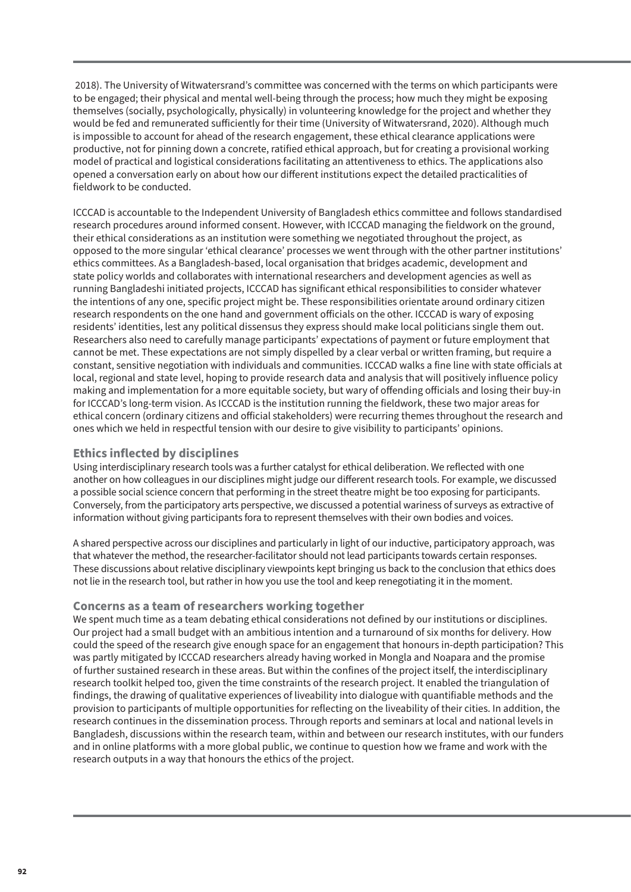2018). The University of Witwatersrand's committee was concerned with the terms on which participants were to be engaged; their physical and mental well-being through the process; how much they might be exposing themselves (socially, psychologically, physically) in volunteering knowledge for the project and whether they would be fed and remunerated sufficiently for their time (University of Witwatersrand, 2020). Although much is impossible to account for ahead of the research engagement, these ethical clearance applications were productive, not for pinning down a concrete, ratified ethical approach, but for creating a provisional working model of practical and logistical considerations facilitating an attentiveness to ethics. The applications also opened a conversation early on about how our different institutions expect the detailed practicalities of fieldwork to be conducted.

ICCCAD is accountable to the Independent University of Bangladesh ethics committee and follows standardised research procedures around informed consent. However, with ICCCAD managing the fieldwork on the ground, their ethical considerations as an institution were something we negotiated throughout the project, as opposed to the more singular 'ethical clearance' processes we went through with the other partner institutions' ethics committees. As a Bangladesh-based, local organisation that bridges academic, development and state policy worlds and collaborates with international researchers and development agencies as well as running Bangladeshi initiated projects, ICCCAD has significant ethical responsibilities to consider whatever the intentions of any one, specific project might be. These responsibilities orientate around ordinary citizen research respondents on the one hand and government officials on the other. ICCCAD is wary of exposing residents' identities, lest any political dissensus they express should make local politicians single them out. Researchers also need to carefully manage participants' expectations of payment or future employment that cannot be met. These expectations are not simply dispelled by a clear verbal or written framing, but require a constant, sensitive negotiation with individuals and communities. ICCCAD walks a fine line with state officials at local, regional and state level, hoping to provide research data and analysis that will positively influence policy making and implementation for a more equitable society, but wary of offending officials and losing their buy-in for ICCCAD's long-term vision. As ICCCAD is the institution running the fieldwork, these two major areas for ethical concern (ordinary citizens and official stakeholders) were recurring themes throughout the research and ones which we held in respectful tension with our desire to give visibility to participants' opinions.

### Ethics inflected by disciplines

Using interdisciplinary research tools was a further catalyst for ethical deliberation. We reflected with one another on how colleagues in our disciplines might judge our different research tools. For example, we discussed a possible social science concern that performing in the street theatre might be too exposing for participants. Conversely, from the participatory arts perspective, we discussed a potential wariness of surveys as extractive of information without giving participants fora to represent themselves with their own bodies and voices.

A shared perspective across our disciplines and particularly in light of our inductive, participatory approach, was that whatever the method, the researcher-facilitator should not lead participants towards certain responses. These discussions about relative disciplinary viewpoints kept bringing us back to the conclusion that ethics does not lie in the research tool, but rather in how you use the tool and keep renegotiating it in the moment.

### Concerns as a team of researchers working together

We spent much time as a team debating ethical considerations not defined by our institutions or disciplines. Our project had a small budget with an ambitious intention and a turnaround of six months for delivery. How could the speed of the research give enough space for an engagement that honours in-depth participation? This was partly mitigated by ICCCAD researchers already having worked in Mongla and Noapara and the promise of further sustained research in these areas. But within the confines of the project itself, the interdisciplinary research toolkit helped too, given the time constraints of the research project. It enabled the triangulation of findings, the drawing of qualitative experiences of liveability into dialogue with quantifiable methods and the provision to participants of multiple opportunities for reflecting on the liveability of their cities. In addition, the research continues in the dissemination process. Through reports and seminars at local and national levels in Bangladesh, discussions within the research team, within and between our research institutes, with our funders and in online platforms with a more global public, we continue to question how we frame and work with the research outputs in a way that honours the ethics of the project.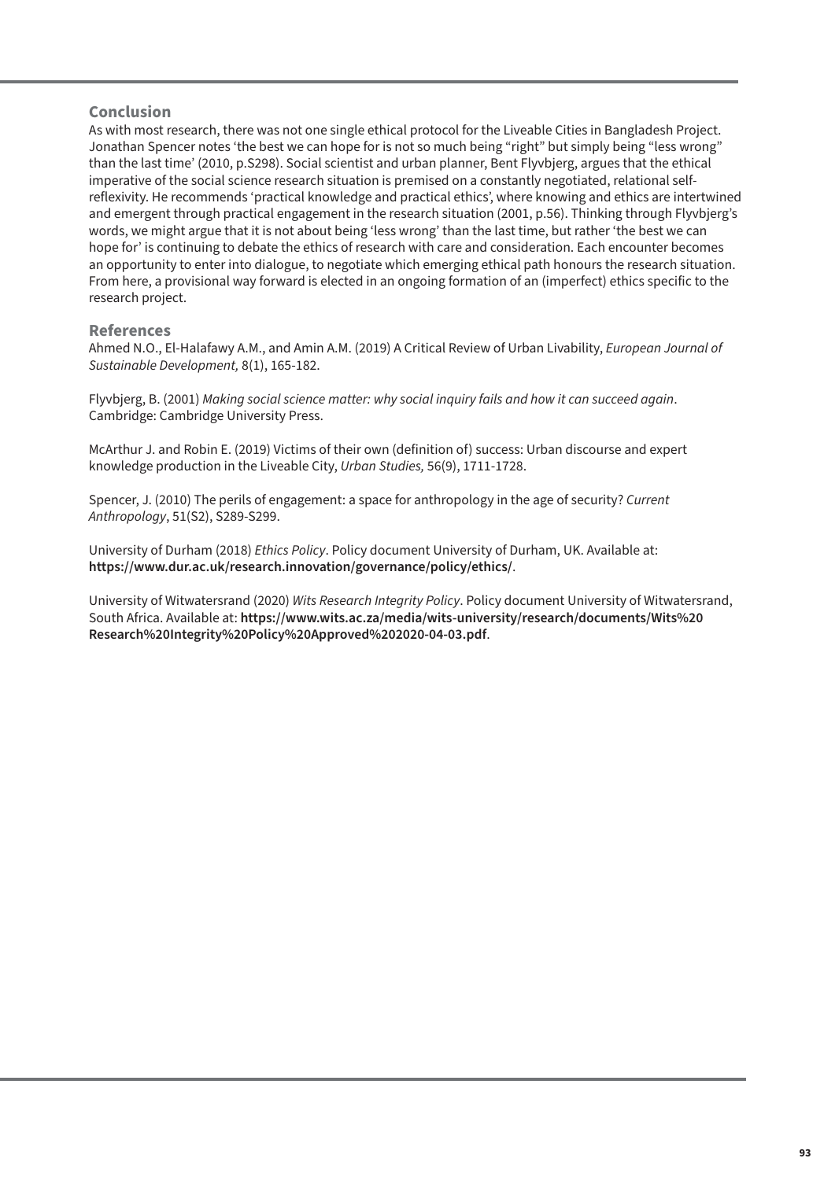## Conclusion

As with most research, there was not one single ethical protocol for the Liveable Cities in Bangladesh Project. Jonathan Spencer notes 'the best we can hope for is not so much being "right" but simply being "less wrong" than the last time' (2010, p.S298). Social scientist and urban planner, Bent Flyvbjerg, argues that the ethical imperative of the social science research situation is premised on a constantly negotiated, relational self-reflexivity. He recommends 'practical knowledge and practical ethics', where knowing and ethics are intertwined and emergent through practical engagement in the research situation (2001, p.56). Thinking through Flyvbjerg's words, we might argue that it is not about being 'less wrong' than the last time, but rather 'the best we can hope for' is continuing to debate the ethics of research with care and consideration. Each encounter becomes an opportunity to enter into dialogue, to negotiate which emerging ethical path honours the research situation. From here, a provisional way forward is elected in an ongoing formation of an (imperfect) ethics specific to the research project.

## References

Ahmed N.O., El-Halafawy A.M., and Amin A.M. (2019) A Critical Review of Urban Livability, *European Journal of Sustainable Development,* 8(1), 165-182.

Flyvbjerg, B. (2001) *Making social science matter: why social inquiry fails and how it can succeed again*. Cambridge: Cambridge University Press.

McArthur J. and Robin E. (2019) Victims of their own (definition of) success: Urban discourse and expert knowledge production in the Liveable City, *Urban Studies,* 56(9), 1711-1728.

Spencer, J. (2010) The perils of engagement: a space for anthropology in the age of security? *Current Anthropology*, 51(S2), S289-S299.

University of Durham (2018) *Ethics Policy*. Policy document University of Durham, UK. Available at: **https://www.dur.ac.uk/research.innovation/governance/policy/ethics/**.

University of Witwatersrand (2020) *Wits Research Integrity Policy*. Policy document University of Witwatersrand, South Africa. Available at: **https://www.wits.ac.za/media/wits-university/research/documents/Wits%20Research%20Integrity%20Policy%20Approved%202020-04-03.pdf**.